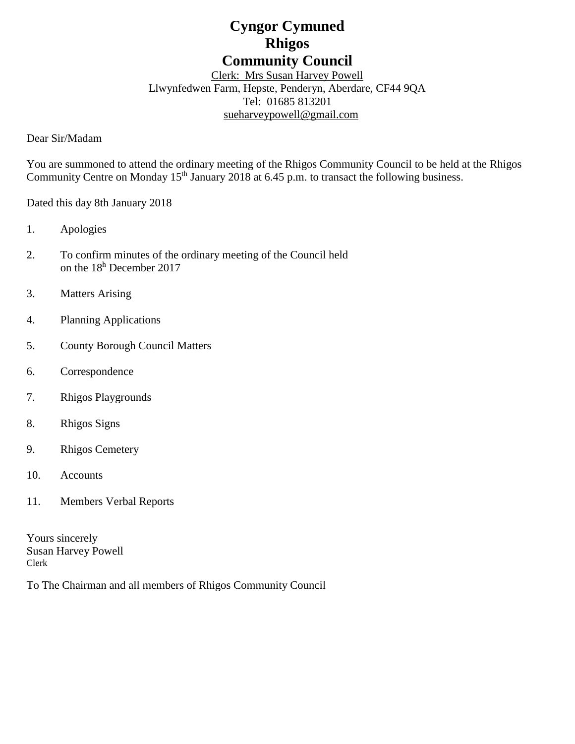# Cyngor Cymuned
# Rhigos
# Community Council

Clerk: Mrs Susan Harvey Powell
Llwynfedwen Farm, Hepste, Penderyn, Aberdare, CF44 9QA
Tel: 01685 813201
sueharveypowell@gmail.com

Dear Sir/Madam

You are summoned to attend the ordinary meeting of the Rhigos Community Council to be held at the Rhigos Community Centre on Monday 15th January 2018 at 6.45 p.m. to transact the following business.

Dated this day 8th January 2018

1. Apologies
2. To confirm minutes of the ordinary meeting of the Council held on the 18h December 2017
3. Matters Arising
4. Planning Applications
5. County Borough Council Matters
6. Correspondence
7. Rhigos Playgrounds
8. Rhigos Signs
9. Rhigos Cemetery
10. Accounts
11. Members Verbal Reports

Yours sincerely
Susan Harvey Powell
Clerk

To The Chairman and all members of Rhigos Community Council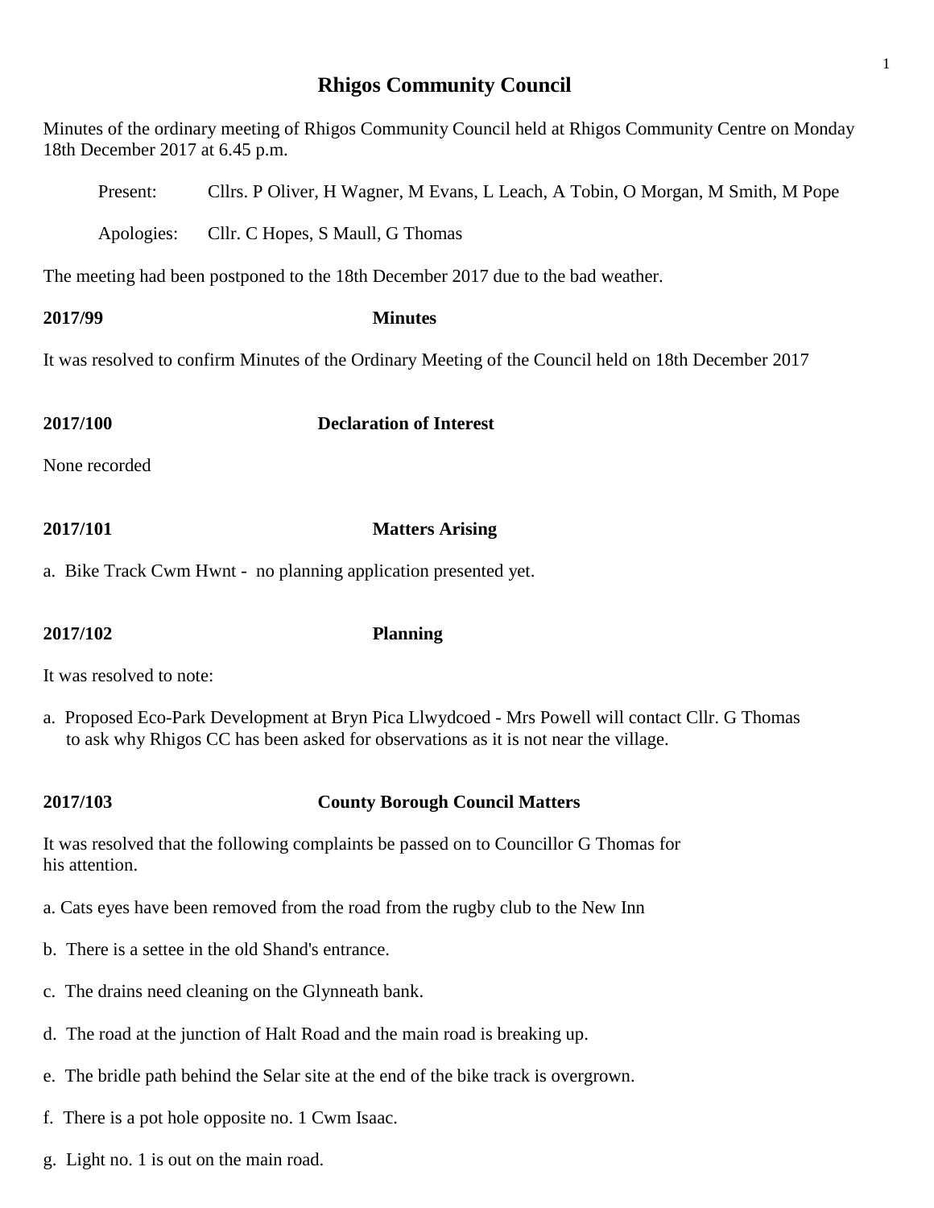# Rhigos Community Council

Minutes of the ordinary meeting of Rhigos Community Council held at Rhigos Community Centre on Monday 18th December 2017 at 6.45 p.m.

Present: Cllrs. P Oliver, H Wagner, M Evans, L Leach, A Tobin, O Morgan, M Smith, M Pope

Apologies: Cllr. C Hopes, S Maull, G Thomas

The meeting had been postponed to the 18th December 2017 due to the bad weather.

**2017/99 Minutes**

It was resolved to confirm Minutes of the Ordinary Meeting of the Council held on 18th December 2017

**2017/100 Declaration of Interest**

None recorded

**2017/101 Matters Arising**

a. Bike Track Cwm Hwnt - no planning application presented yet.

**2017/102 Planning**

It was resolved to note:

a. Proposed Eco-Park Development at Bryn Pica Llwydcoed - Mrs Powell will contact Cllr. G Thomas to ask why Rhigos CC has been asked for observations as it is not near the village.

**2017/103 County Borough Council Matters**

It was resolved that the following complaints be passed on to Councillor G Thomas for his attention.

a. Cats eyes have been removed from the road from the rugby club to the New Inn

b. There is a settee in the old Shand's entrance.

c. The drains need cleaning on the Glynneath bank.

d. The road at the junction of Halt Road and the main road is breaking up.

e. The bridle path behind the Selar site at the end of the bike track is overgrown.

f. There is a pot hole opposite no. 1 Cwm Isaac.

g. Light no. 1 is out on the main road.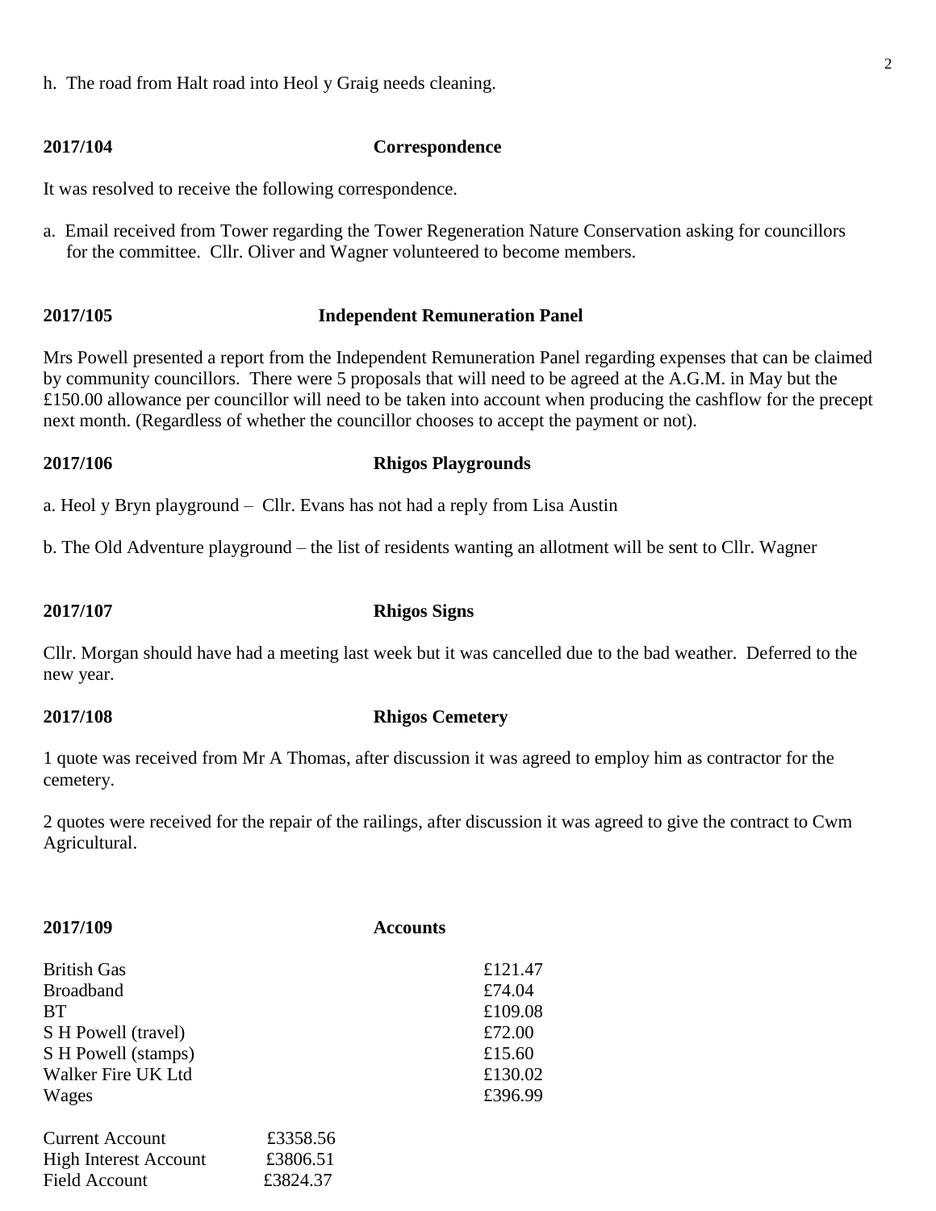h. The road from Halt road into Heol y Graig needs cleaning.

**2017/104 Correspondence**

It was resolved to receive the following correspondence.

a. Email received from Tower regarding the Tower Regeneration Nature Conservation asking for councillors for the committee. Cllr. Oliver and Wagner volunteered to become members.

**2017/105 Independent Remuneration Panel**

Mrs Powell presented a report from the Independent Remuneration Panel regarding expenses that can be claimed by community councillors. There were 5 proposals that will need to be agreed at the A.G.M. in May but the £150.00 allowance per councillor will need to be taken into account when producing the cashflow for the precept next month. (Regardless of whether the councillor chooses to accept the payment or not).

**2017/106 Rhigos Playgrounds**

a. Heol y Bryn playground – Cllr. Evans has not had a reply from Lisa Austin

b. The Old Adventure playground – the list of residents wanting an allotment will be sent to Cllr. Wagner

**2017/107 Rhigos Signs**

Cllr. Morgan should have had a meeting last week but it was cancelled due to the bad weather. Deferred to the new year.

**2017/108 Rhigos Cemetery**

1 quote was received from Mr A Thomas, after discussion it was agreed to employ him as contractor for the cemetery.

2 quotes were received for the repair of the railings, after discussion it was agreed to give the contract to Cwm Agricultural.

**2017/109 Accounts**

| | |
|---|---|
| British Gas | £121.47 |
| Broadband | £74.04 |
| BT | £109.08 |
| S H Powell (travel) | £72.00 |
| S H Powell (stamps) | £15.60 |
| Walker Fire UK Ltd | £130.02 |
| Wages | £396.99 |

| | |
|---|---|
| Current Account | £3358.56 |
| High Interest Account | £3806.51 |
| Field Account | £3824.37 |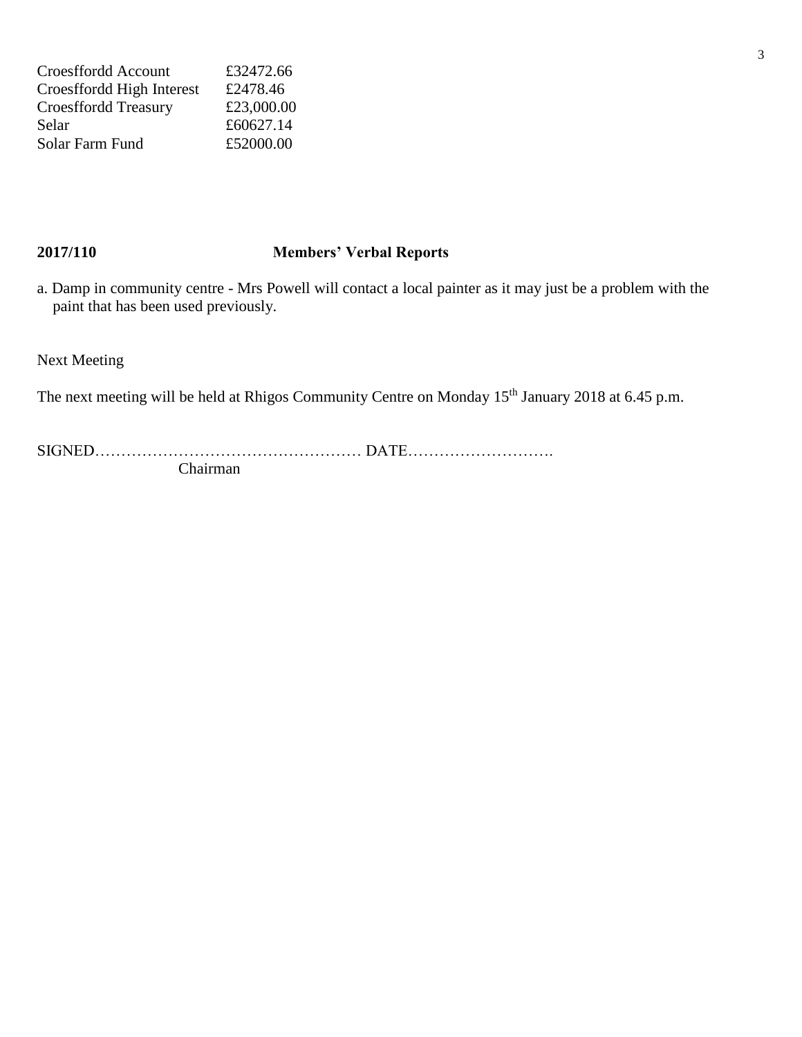| | |
|---|---|
| Croesffordd Account | £32472.66 |
| Croesffordd High Interest | £2478.46 |
| Croesffordd Treasury | £23,000.00 |
| Selar | £60627.14 |
| Solar Farm Fund | £52000.00 |

**2017/110 Members' Verbal Reports**

a. Damp in community centre - Mrs Powell will contact a local painter as it may just be a problem with the paint that has been used previously.

Next Meeting

The next meeting will be held at Rhigos Community Centre on Monday 15th January 2018 at 6.45 p.m.

SIGNED…………………………………………… DATE……………………….
Chairman